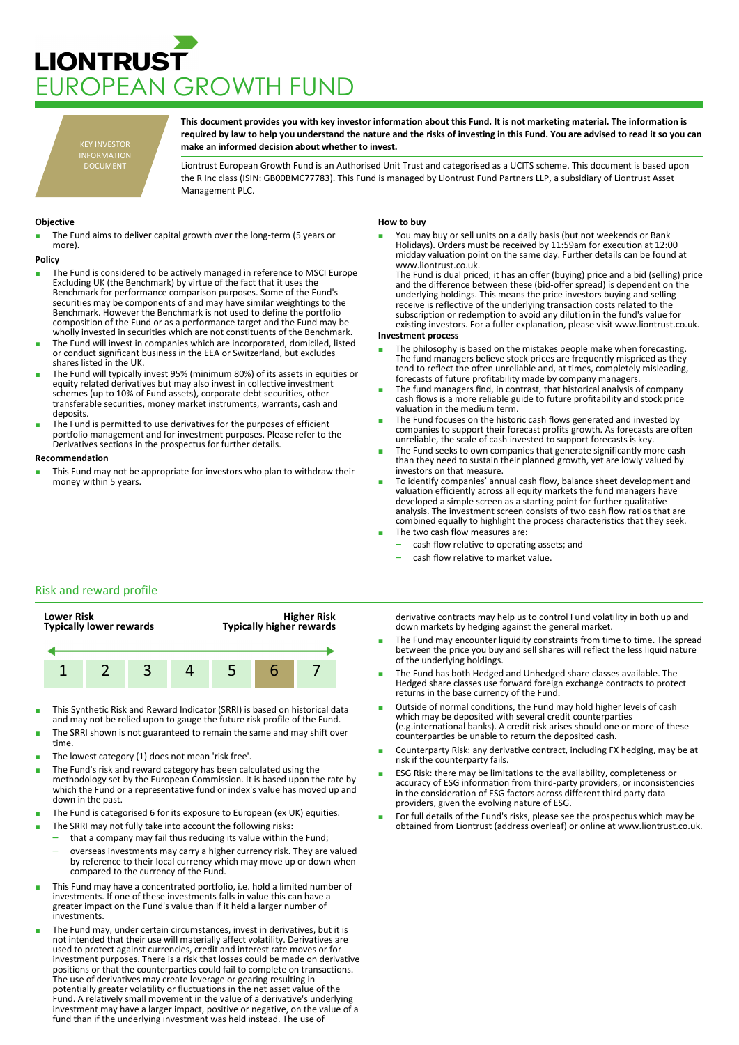# LIONTRUST
# EUROPEAN GROWTH FUND

KEY INVESTOR INFORMATION DOCUMENT

**This document provides you with key investor information about this Fund. It is not marketing material. The information is required by law to help you understand the nature and the risks of investing in this Fund. You are advised to read it so you can make an informed decision about whether to invest.**

Liontrust European Growth Fund is an Authorised Unit Trust and categorised as a UCITS scheme. This document is based upon the R Inc class (ISIN: GB00BMC77783). This Fund is managed by Liontrust Fund Partners LLP, a subsidiary of Liontrust Asset Management PLC.

### Objective

- The Fund aims to deliver capital growth over the long-term (5 years or more).

### Policy

- The Fund is considered to be actively managed in reference to MSCI Europe Excluding UK (the Benchmark) by virtue of the fact that it uses the Benchmark for performance comparison purposes. Some of the Fund's securities may be components of and may have similar weightings to the Benchmark. However the Benchmark is not used to define the portfolio composition of the Fund or as a performance target and the Fund may be wholly invested in securities which are not constituents of the Benchmark.
- The Fund will invest in companies which are incorporated, domiciled, listed or conduct significant business in the EEA or Switzerland, but excludes shares listed in the UK.
- The Fund will typically invest 95% (minimum 80%) of its assets in equities or equity related derivatives but may also invest in collective investment schemes (up to 10% of Fund assets), corporate debt securities, other transferable securities, money market instruments, warrants, cash and deposits.
- The Fund is permitted to use derivatives for the purposes of efficient portfolio management and for investment purposes. Please refer to the Derivatives sections in the prospectus for further details.

### Recommendation

- This Fund may not be appropriate for investors who plan to withdraw their money within 5 years.

### How to buy

- You may buy or sell units on a daily basis (but not weekends or Bank Holidays). Orders must be received by 11:59am for execution at 12:00 midday valuation point on the same day. Further details can be found at www.liontrust.co.uk.
  The Fund is dual priced; it has an offer (buying) price and a bid (selling) price and the difference between these (bid-offer spread) is dependent on the underlying holdings. This means the price investors buying and selling receive is reflective of the underlying transaction costs related to the subscription or redemption to avoid any dilution in the fund's value for existing investors. For a fuller explanation, please visit www.liontrust.co.uk.

### Investment process

- The philosophy is based on the mistakes people make when forecasting. The fund managers believe stock prices are frequently mispriced as they tend to reflect the often unreliable and, at times, completely misleading, forecasts of future profitability made by company managers.
- The fund managers find, in contrast, that historical analysis of company cash flows is a more reliable guide to future profitability and stock price valuation in the medium term.
- The Fund focuses on the historic cash flows generated and invested by companies to support their forecast profits growth. As forecasts are often unreliable, the scale of cash invested to support forecasts is key.
- The Fund seeks to own companies that generate significantly more cash than they need to sustain their planned growth, yet are lowly valued by investors on that measure.
- To identify companies' annual cash flow, balance sheet development and valuation efficiently across all equity markets the fund managers have developed a simple screen as a starting point for further qualitative analysis. The investment screen consists of two cash flow ratios that are combined equally to highlight the process characteristics that they seek.
- The two cash flow measures are:
  - cash flow relative to operating assets; and
  - cash flow relative to market value.

## Risk and reward profile

| Lower Risk<br>Typically lower rewards | | | | | | Higher Risk<br>Typically higher rewards |
|---|---|---|---|---|---|---|
| 1 | 2 | 3 | 4 | 5 | **6** | 7 |

- This Synthetic Risk and Reward Indicator (SRRI) is based on historical data and may not be relied upon to gauge the future risk profile of the Fund.
- The SRRI shown is not guaranteed to remain the same and may shift over time.
- The lowest category (1) does not mean 'risk free'.
- The Fund's risk and reward category has been calculated using the methodology set by the European Commission. It is based upon the rate by which the Fund or a representative fund or index's value has moved up and down in the past.
- The Fund is categorised 6 for its exposure to European (ex UK) equities.
- The SRRI may not fully take into account the following risks:
  - that a company may fail thus reducing its value within the Fund;
  - overseas investments may carry a higher currency risk. They are valued by reference to their local currency which may move up or down when compared to the currency of the Fund.
- This Fund may have a concentrated portfolio, i.e. hold a limited number of investments. If one of these investments falls in value this can have a greater impact on the Fund's value than if it held a larger number of investments.
- The Fund may, under certain circumstances, invest in derivatives, but it is not intended that their use will materially affect volatility. Derivatives are used to protect against currencies, credit and interest rate moves or for investment purposes. There is a risk that losses could be made on derivative positions or that the counterparties could fail to complete on transactions. The use of derivatives may create leverage or gearing resulting in potentially greater volatility or fluctuations in the net asset value of the Fund. A relatively small movement in the value of a derivative's underlying investment may have a larger impact, positive or negative, on the value of a fund than if the underlying investment was held instead. The use of derivative contracts may help us to control Fund volatility in both up and down markets by hedging against the general market.
- The Fund may encounter liquidity constraints from time to time. The spread between the price you buy and sell shares will reflect the less liquid nature of the underlying holdings.
- The Fund has both Hedged and Unhedged share classes available. The Hedged share classes use forward foreign exchange contracts to protect returns in the base currency of the Fund.
- Outside of normal conditions, the Fund may hold higher levels of cash which may be deposited with several credit counterparties (e.g.international banks). A credit risk arises should one or more of these counterparties be unable to return the deposited cash.
- Counterparty Risk: any derivative contract, including FX hedging, may be at risk if the counterparty fails.
- ESG Risk: there may be limitations to the availability, completeness or accuracy of ESG information from third-party providers, or inconsistencies in the consideration of ESG factors across different third party data providers, given the evolving nature of ESG.
- For full details of the Fund's risks, please see the prospectus which may be obtained from Liontrust (address overleaf) or online at www.liontrust.co.uk.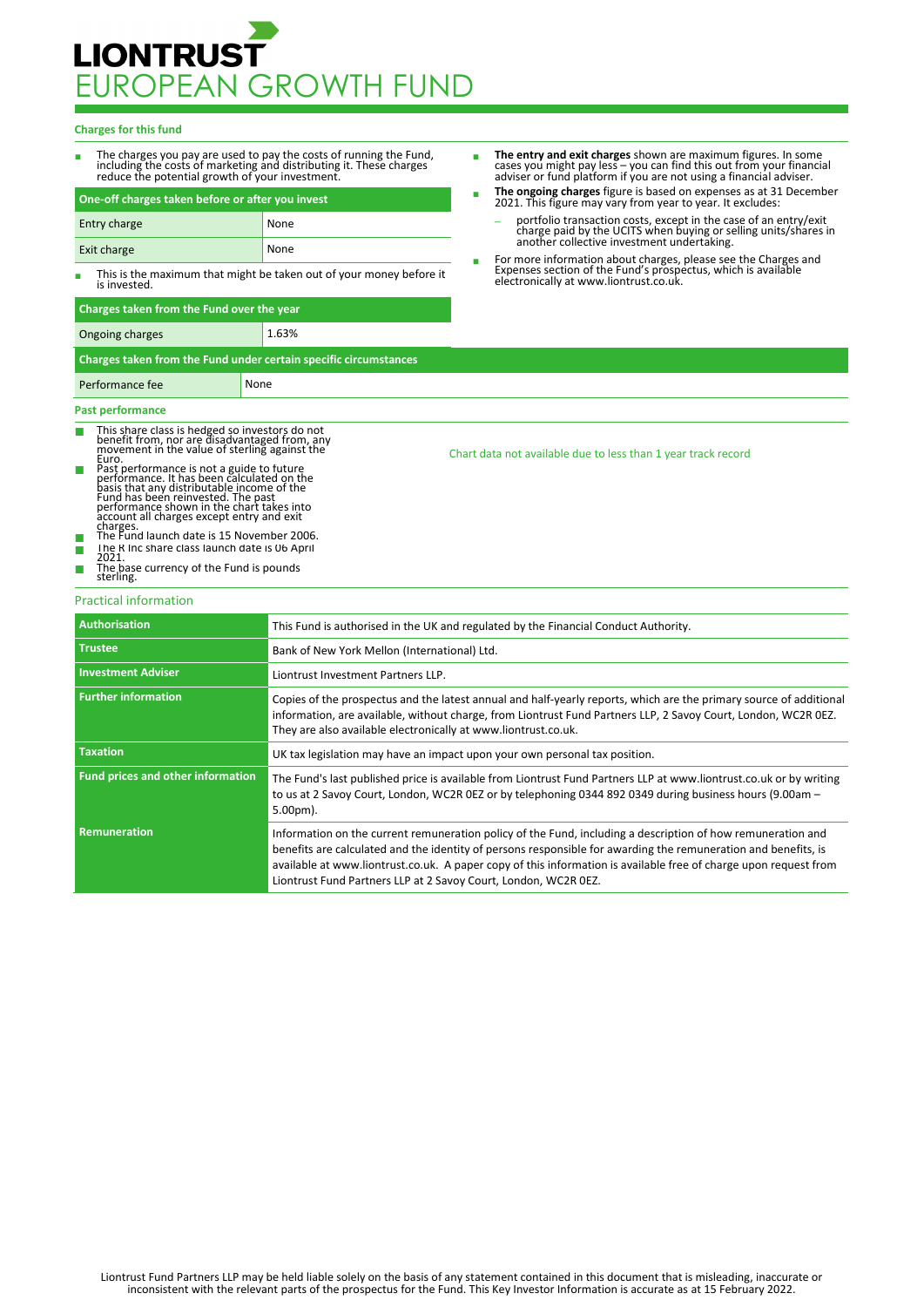# LIONTRUST
# EUROPEAN GROWTH FUND

## Charges for this fund

- The charges you pay are used to pay the costs of running the Fund, including the costs of marketing and distributing it. These charges reduce the potential growth of your investment.

| One-off charges taken before or after you invest | |
|---|---|
| Entry charge | None |
| Exit charge | None |

- This is the maximum that might be taken out of your money before it is invested.

| Charges taken from the Fund over the year | |
|---|---|
| Ongoing charges | 1.63% |

| Charges taken from the Fund under certain specific circumstances | |
|---|---|
| Performance fee | None |

- **The entry and exit charges** shown are maximum figures. In some cases you might pay less – you can find this out from your financial adviser or fund platform if you are not using a financial adviser.
- **The ongoing charges** figure is based on expenses as at 31 December 2021. This figure may vary from year to year. It excludes:
  - portfolio transaction costs, except in the case of an entry/exit charge paid by the UCITS when buying or selling units/shares in another collective investment undertaking.
- For more information about charges, please see the Charges and Expenses section of the Fund's prospectus, which is available electronically at www.liontrust.co.uk.

## Past performance

- This share class is hedged so investors do not benefit from, nor are disadvantaged from, any movement in the value of sterling against the Euro.
- Past performance is not a guide to future performance. It has been calculated on the basis that any distributable income of the Fund has been reinvested. The past performance shown in the chart takes into account all charges except entry and exit charges.
- The Fund launch date is 15 November 2006.
- The R Inc share class launch date is 06 April 2021.
- The base currency of the Fund is pounds sterling.

Chart data not available due to less than 1 year track record

## Practical information

| | |
|---|---|
| **Authorisation** | This Fund is authorised in the UK and regulated by the Financial Conduct Authority. |
| **Trustee** | Bank of New York Mellon (International) Ltd. |
| **Investment Adviser** | Liontrust Investment Partners LLP. |
| **Further information** | Copies of the prospectus and the latest annual and half-yearly reports, which are the primary source of additional information, are available, without charge, from Liontrust Fund Partners LLP, 2 Savoy Court, London, WC2R 0EZ. They are also available electronically at www.liontrust.co.uk. |
| **Taxation** | UK tax legislation may have an impact upon your own personal tax position. |
| **Fund prices and other information** | The Fund's last published price is available from Liontrust Fund Partners LLP at www.liontrust.co.uk or by writing to us at 2 Savoy Court, London, WC2R 0EZ or by telephoning 0344 892 0349 during business hours (9.00am – 5.00pm). |
| **Remuneration** | Information on the current remuneration policy of the Fund, including a description of how remuneration and benefits are calculated and the identity of persons responsible for awarding the remuneration and benefits, is available at www.liontrust.co.uk. A paper copy of this information is available free of charge upon request from Liontrust Fund Partners LLP at 2 Savoy Court, London, WC2R 0EZ. |

Liontrust Fund Partners LLP may be held liable solely on the basis of any statement contained in this document that is misleading, inaccurate or inconsistent with the relevant parts of the prospectus for the Fund. This Key Investor Information is accurate as at 15 February 2022.